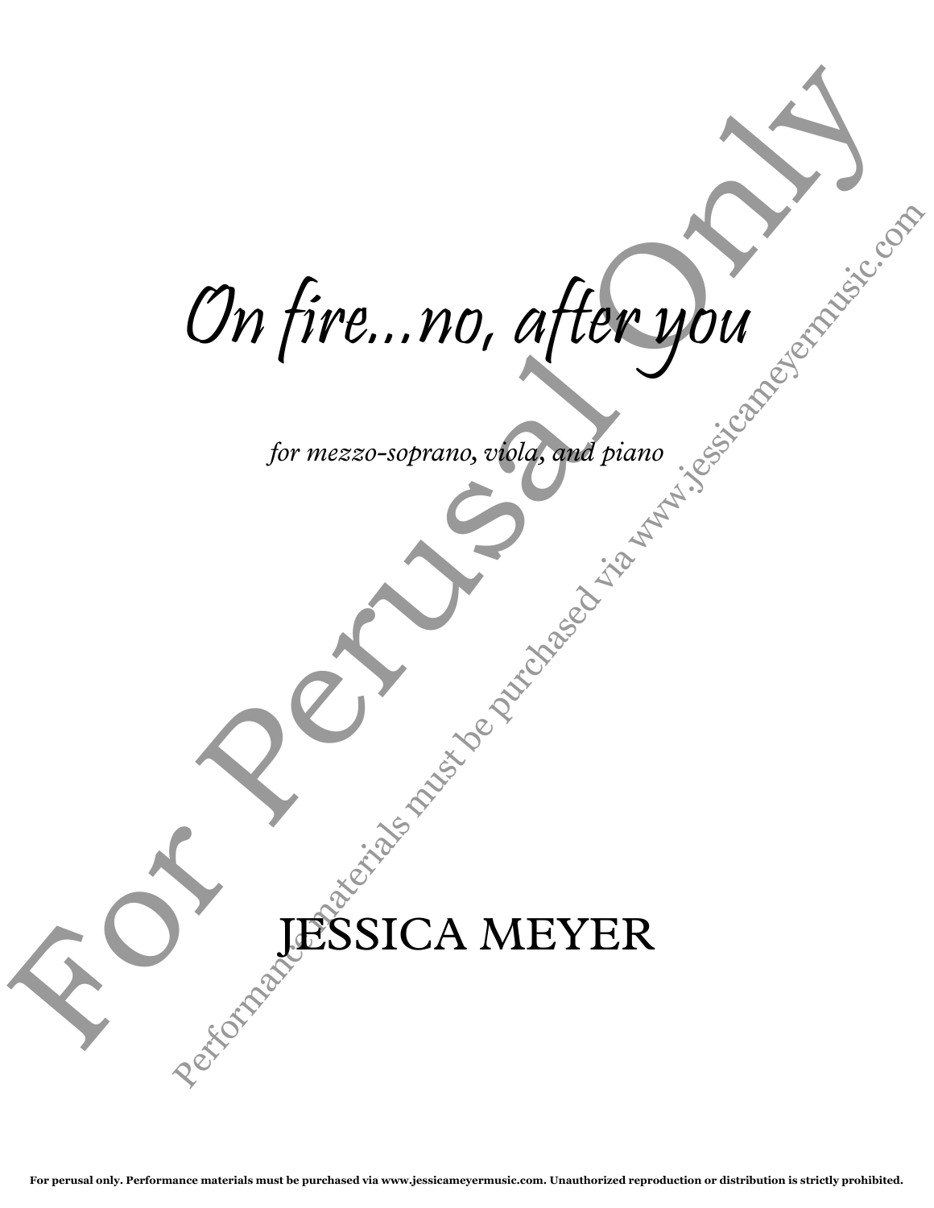# On fire...no, after you

*for mezzo-soprano, viola, and piano*

JESSICA MEYER

For Perusal Only

Performance materials must be purchased via www.jessicameyermusic.com

**For perusal only. Performance materials must be purchased via www.jessicameyermusic.com. Unauthorized reproduction or distribution is strictly prohibited.**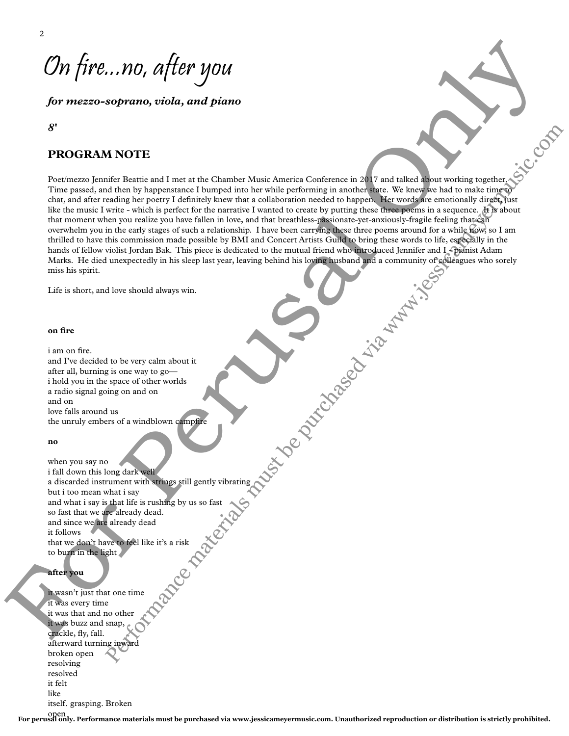# On fire...no, after you

***for mezzo-soprano, viola, and piano***

***8'***

## PROGRAM NOTE

Poet/mezzo Jennifer Beattie and I met at the Chamber Music America Conference in 2017 and talked about working together. Time passed, and then by happenstance I bumped into her while performing in another state. We knew we had to make time to chat, and after reading her poetry I definitely knew that a collaboration needed to happen. Her words are emotionally direct, just like the music I write - which is perfect for the narrative I wanted to create by putting these three poems in a sequence. It is about that moment when you realize you have fallen in love, and that breathless-passionate-yet-anxiously-fragile feeling that can overwhelm you in the early stages of such a relationship. I have been carrying these three poems around for a while now, so I am thrilled to have this commission made possible by BMI and Concert Artists Guild to bring these words to life, especially in the hands of fellow violist Jordan Bak. This piece is dedicated to the mutual friend who introduced Jennifer and I - pianist Adam Marks. He died unexpectedly in his sleep last year, leaving behind his loving husband and a community of colleagues who sorely miss his spirit.

Life is short, and love should always win.

**on fire**

i am on fire.
and I've decided to be very calm about it
after all, burning is one way to go—
i hold you in the space of other worlds
a radio signal going on and on
and on
love falls around us
the unruly embers of a windblown campfire

**no**

when you say no
i fall down this long dark well
a discarded instrument with strings still gently vibrating
but i too mean what i say
and what i say is that life is rushing by us so fast
so fast that we are already dead.
and since we are already dead
it follows
that we don't have to feel like it's a risk
to burn in the light

**after you**

it wasn't just that one time
it was every time
it was that and no other
it was buzz and snap,
crackle, fly, fall.
afterward turning inward
broken open
resolving
resolved
it felt
like
itself. grasping. Broken
open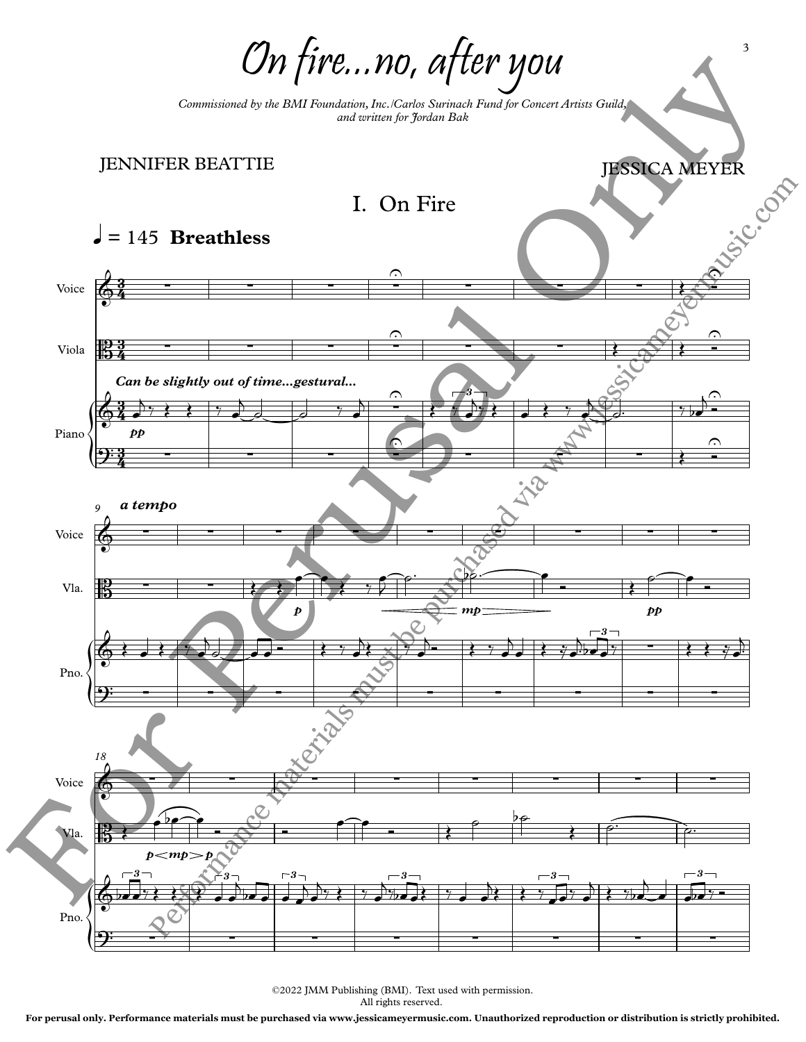# On fire...no, after you

*Commissioned by the BMI Foundation, Inc./Carlos Surinach Fund for Concert Artists Guild, and written for Jordan Bak*

JENNIFER BEATTIE

JESSICA MEYER

## I. On Fire

♩ = 145 **Breathless**

*Can be slightly out of time...gestural...*

*a tempo*

©2022 JMM Publishing (BMI). Text used with permission.
All rights reserved.

**For perusal only. Performance materials must be purchased via www.jessicameyermusic.com. Unauthorized reproduction or distribution is strictly prohibited.**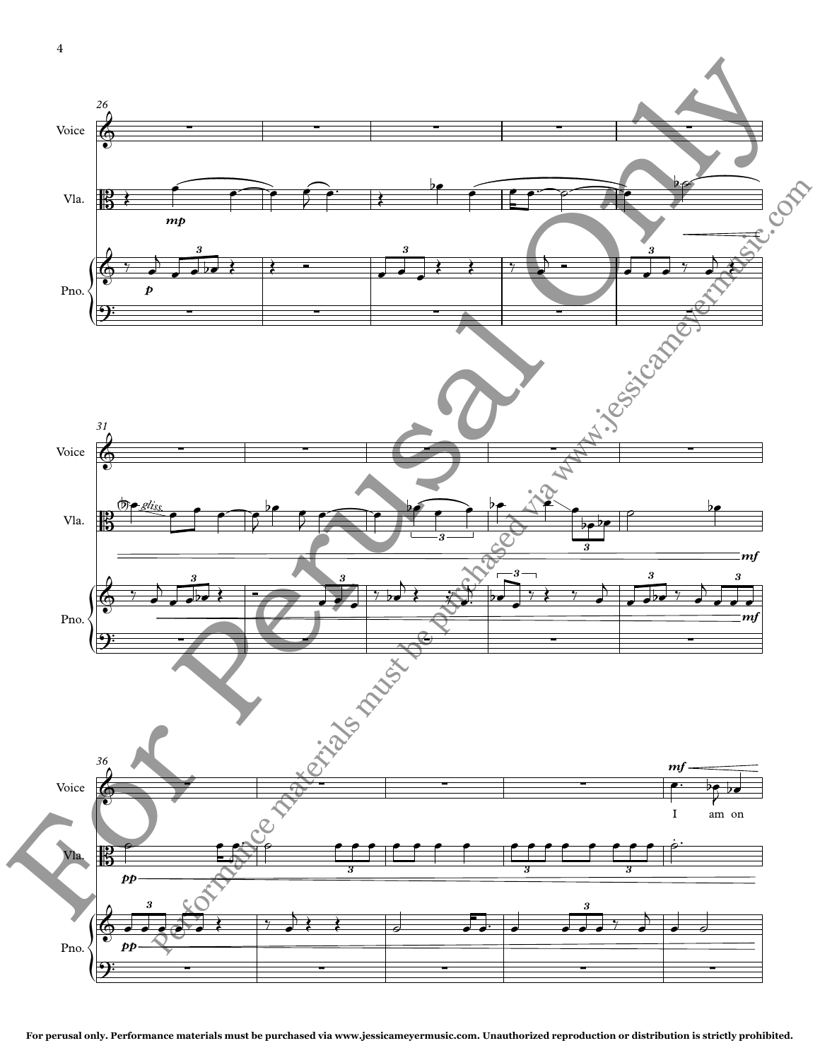For perusal only. Performance materials must be purchased via www.jessicameyermusic.com. Unauthorized reproduction or distribution is strictly prohibited.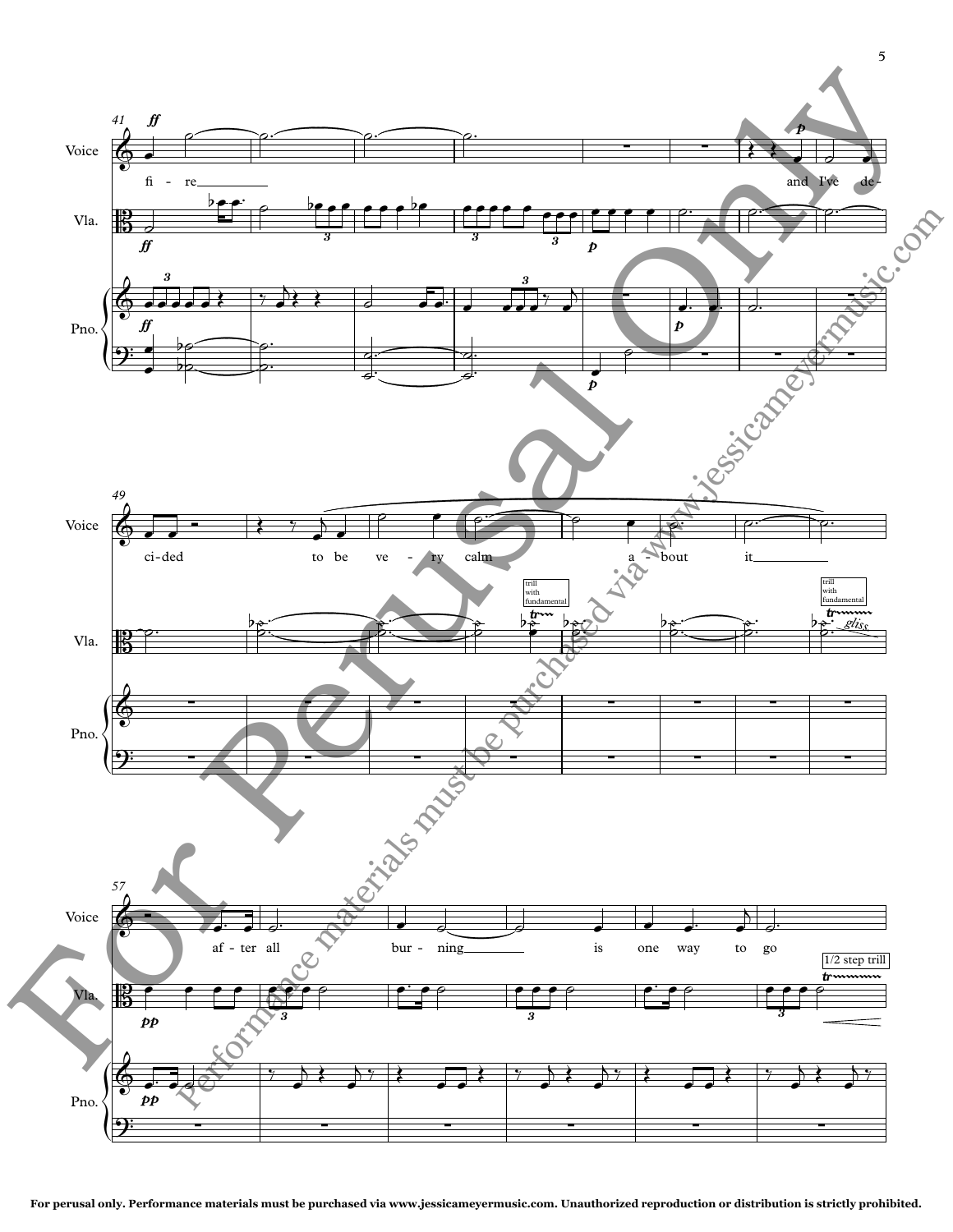For perusal only. Performance materials must be purchased via www.jessicameyermusic.com. Unauthorized reproduction or distribution is strictly prohibited.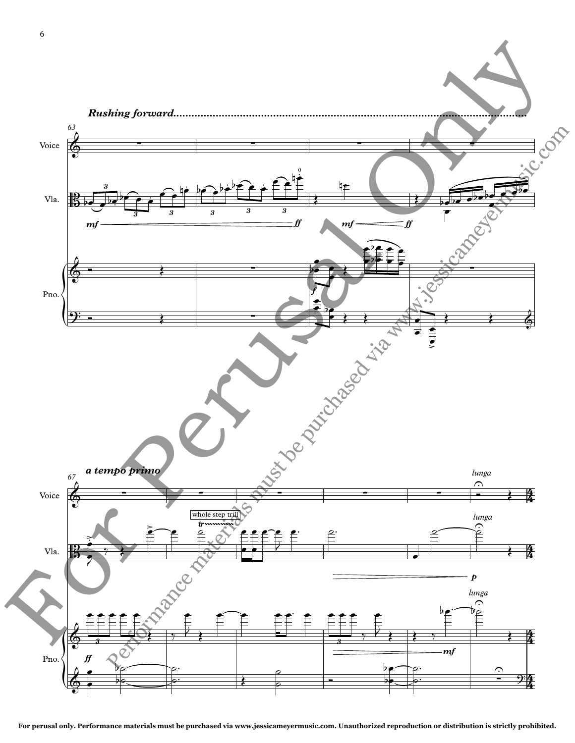*Rushing forward...*

*a tempo primo*

*lunga*

whole step trill

For perusal only. Performance materials must be purchased via www.jessicameyermusic.com. Unauthorized reproduction or distribution is strictly prohibited.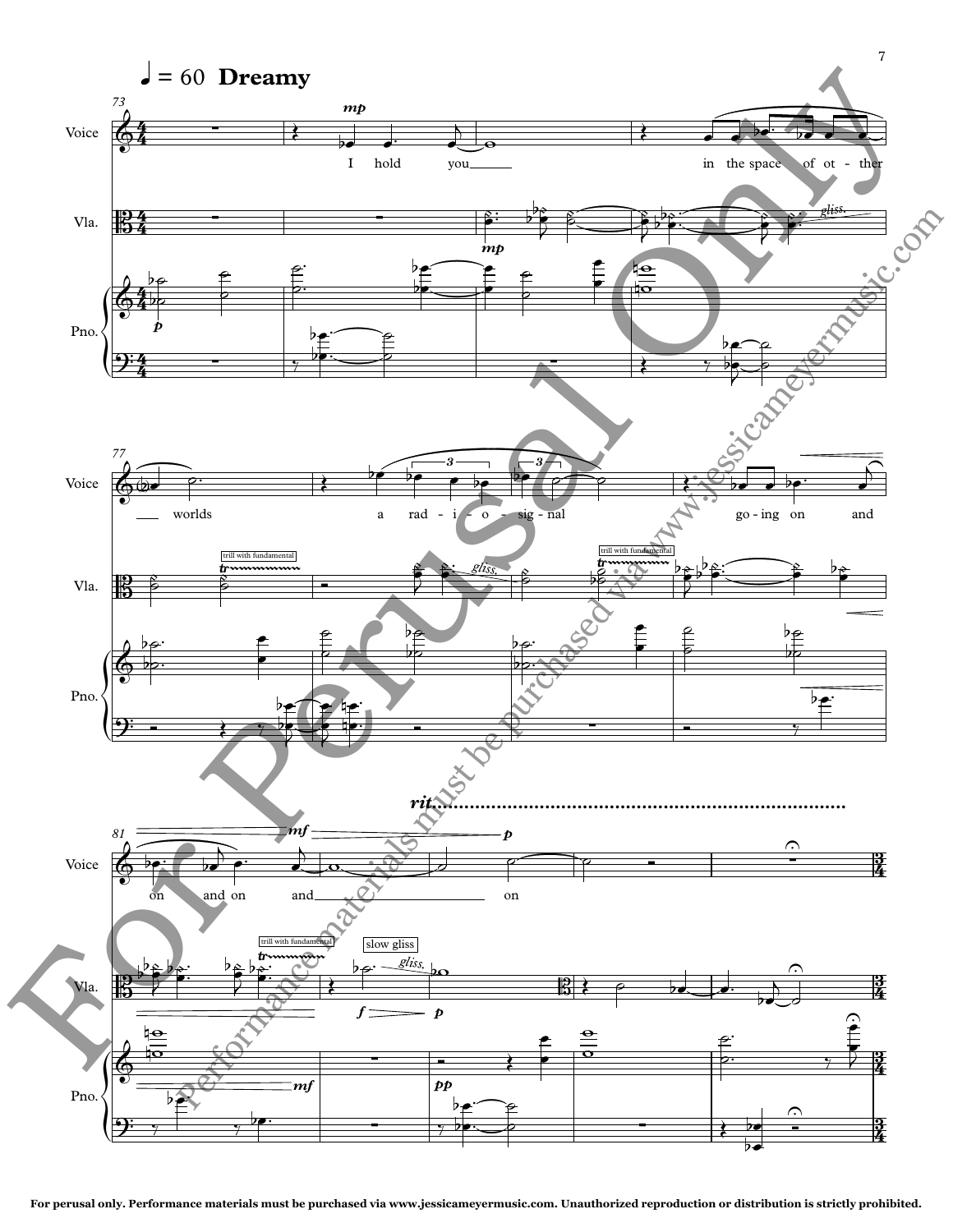♩ = 60 **Dreamy**

Voice: I hold you___ in the space of ot - ther ___ worlds a rad - i - o - sig - nal go - ing on and on and on and___ on

For perusal only. Performance materials must be purchased via www.jessicameyermusic.com. Unauthorized reproduction or distribution is strictly prohibited.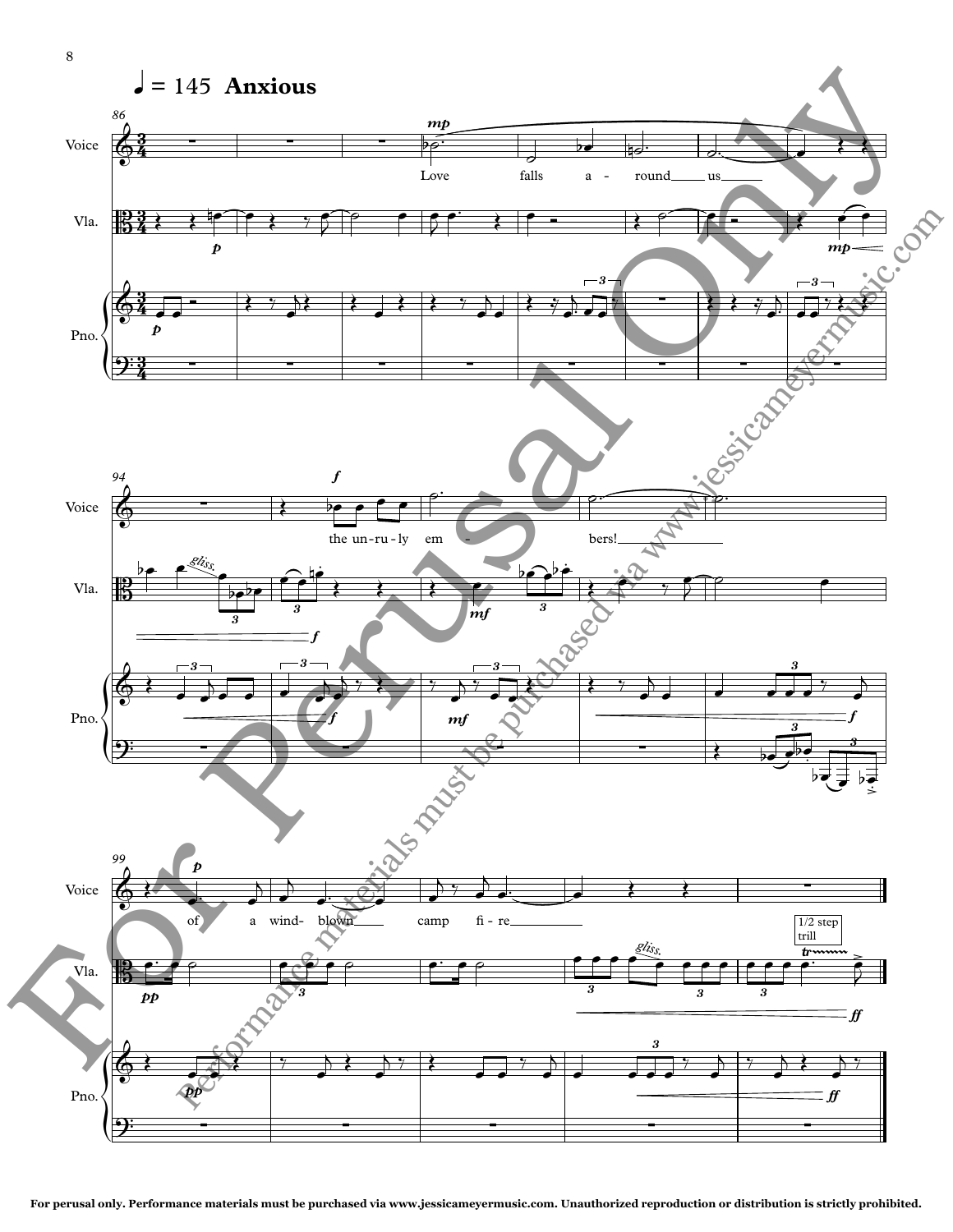♩ = 145 **Anxious**

Love falls a - round us

the un-ru-ly em - bers!

of a wind- blown camp fi - re

1/2 step trill

For perusal only. Performance materials must be purchased via www.jessicameyermusic.com. Unauthorized reproduction or distribution is strictly prohibited.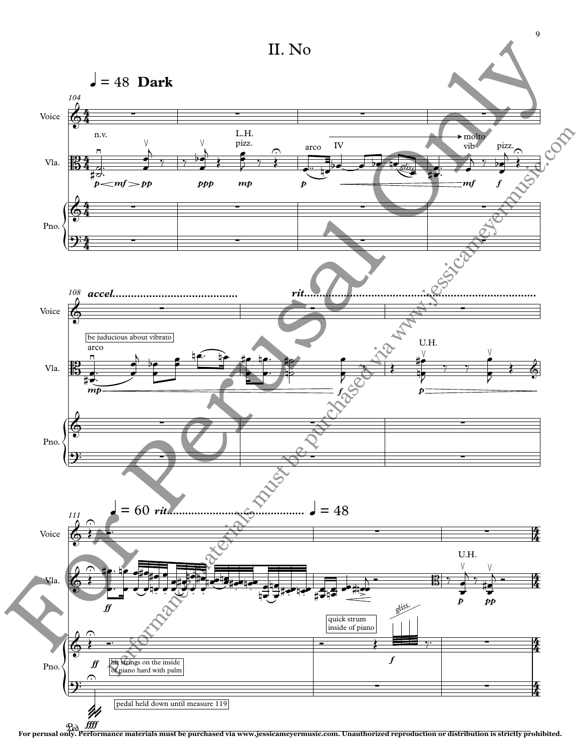# II. No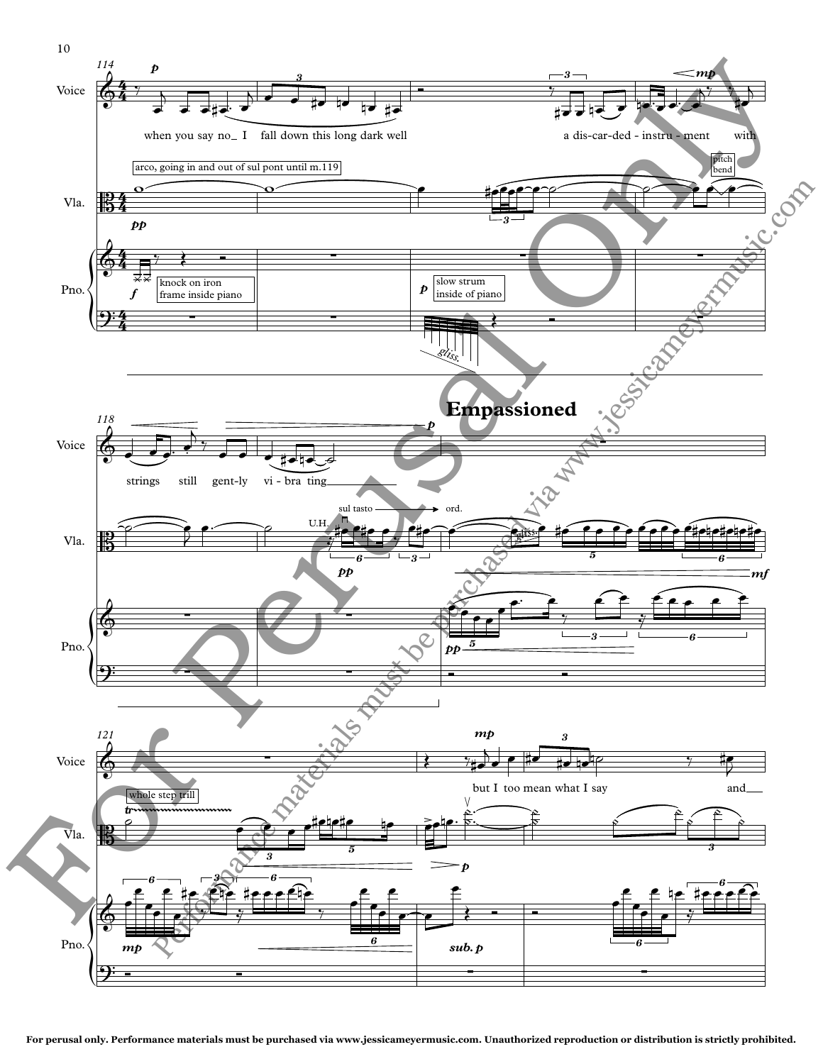**Empassioned**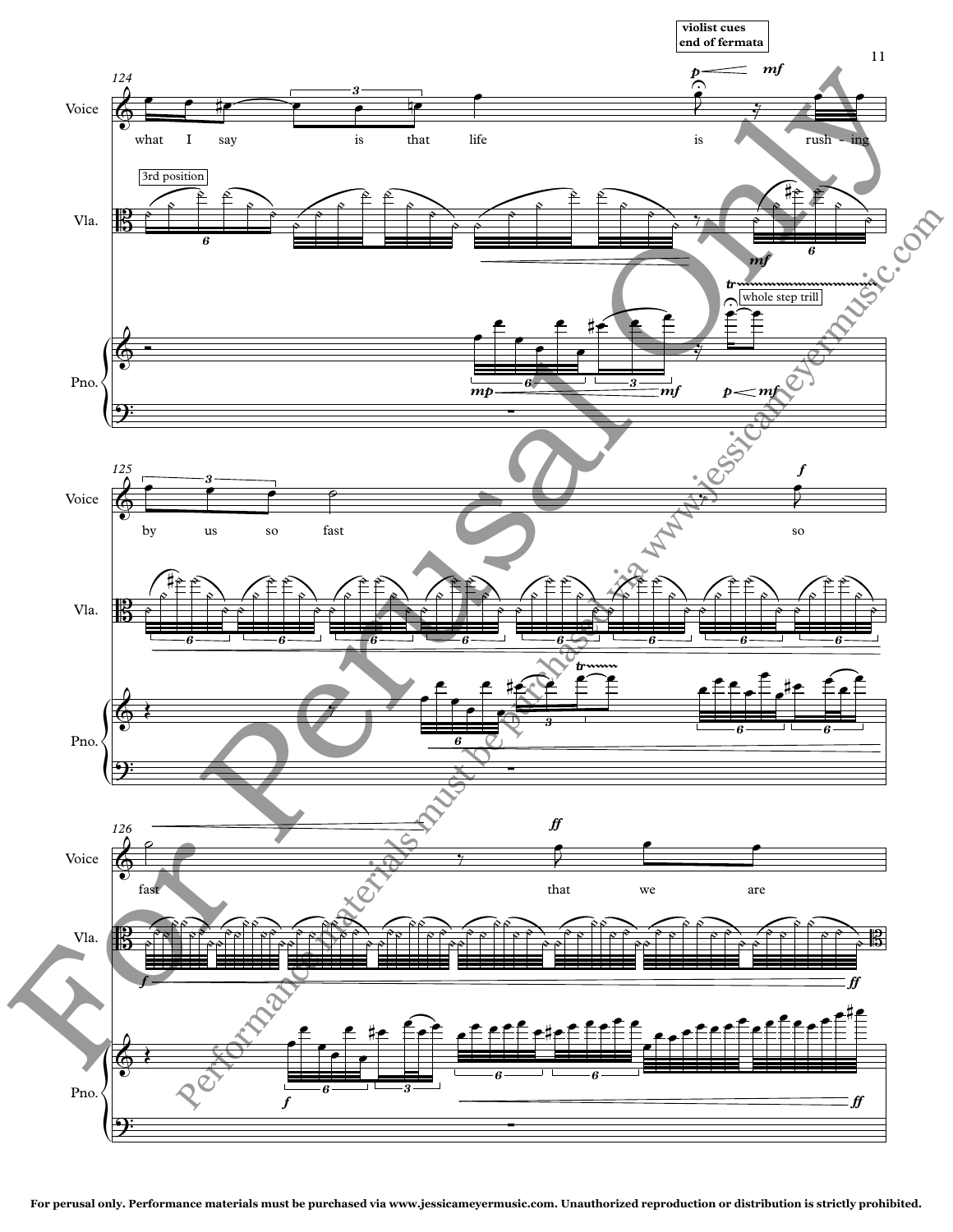violist cues end of fermata

124

Voice: what I say is that life is rush - ing

3rd position

whole step trill

125

Voice: by us so fast so

126

Voice: fast that we are

For perusal only. Performance materials must be purchased via www.jessicameyermusic.com. Unauthorized reproduction or distribution is strictly prohibited.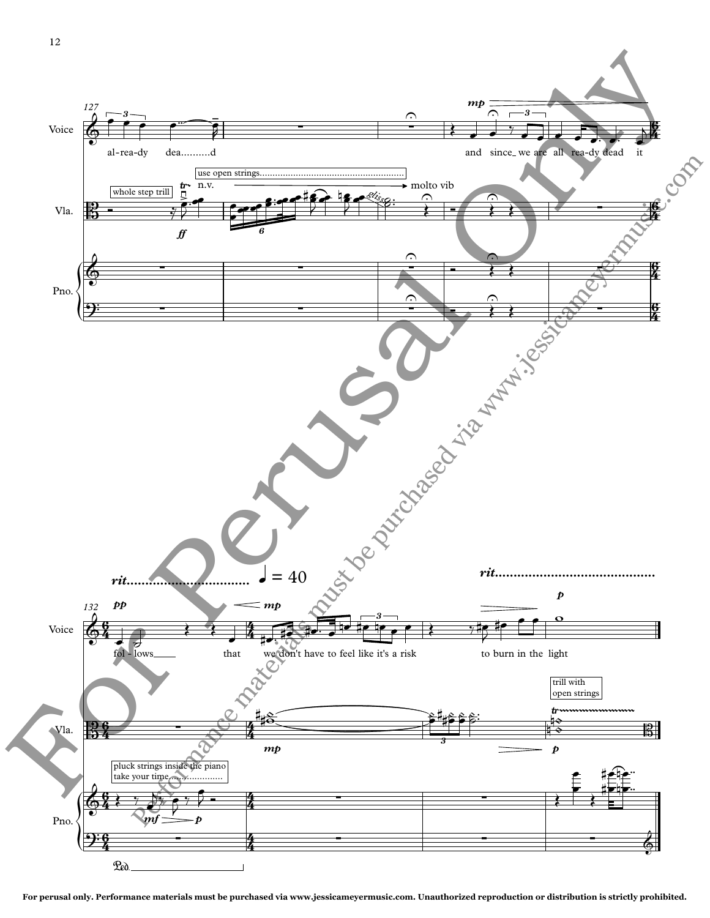For perusal only. Performance materials must be purchased via www.jessicameyermusic.com. Unauthorized reproduction or distribution is strictly prohibited.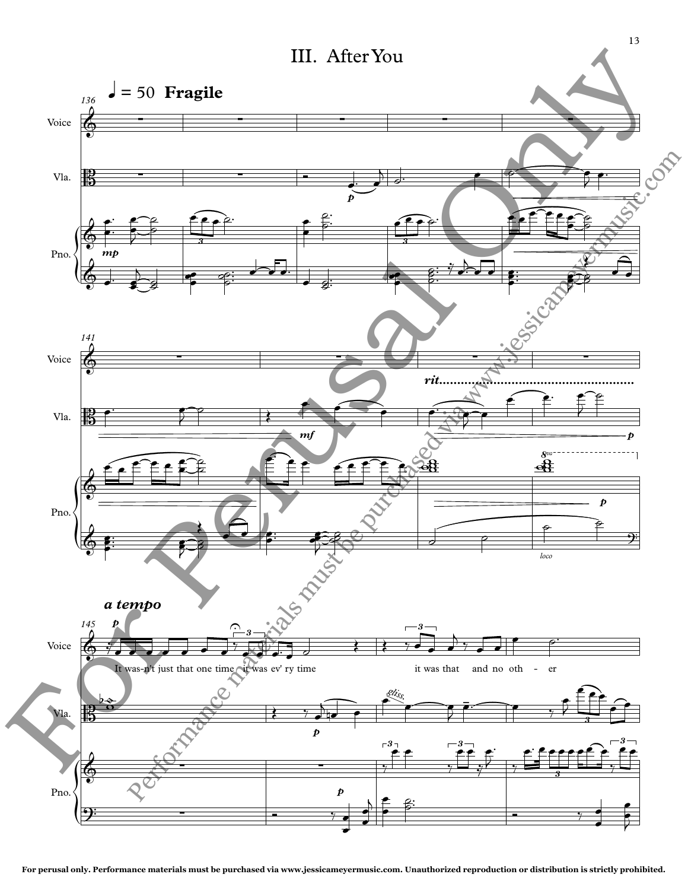# III. After You

♩ = 50 **Fragile**

136

Voice

Vla.

Pno.

*mp*

*p*

141

*rit.*

*mf*

*p*

*8va*

*loco*

*a tempo*

145

*p*

It was-n't just that one time it was ev' ry time it was that and no oth - er

*p*

*gliss.*

*p*

For perusal only. Performance materials must be purchased via www.jessicameyermusic.com. Unauthorized reproduction or distribution is strictly prohibited.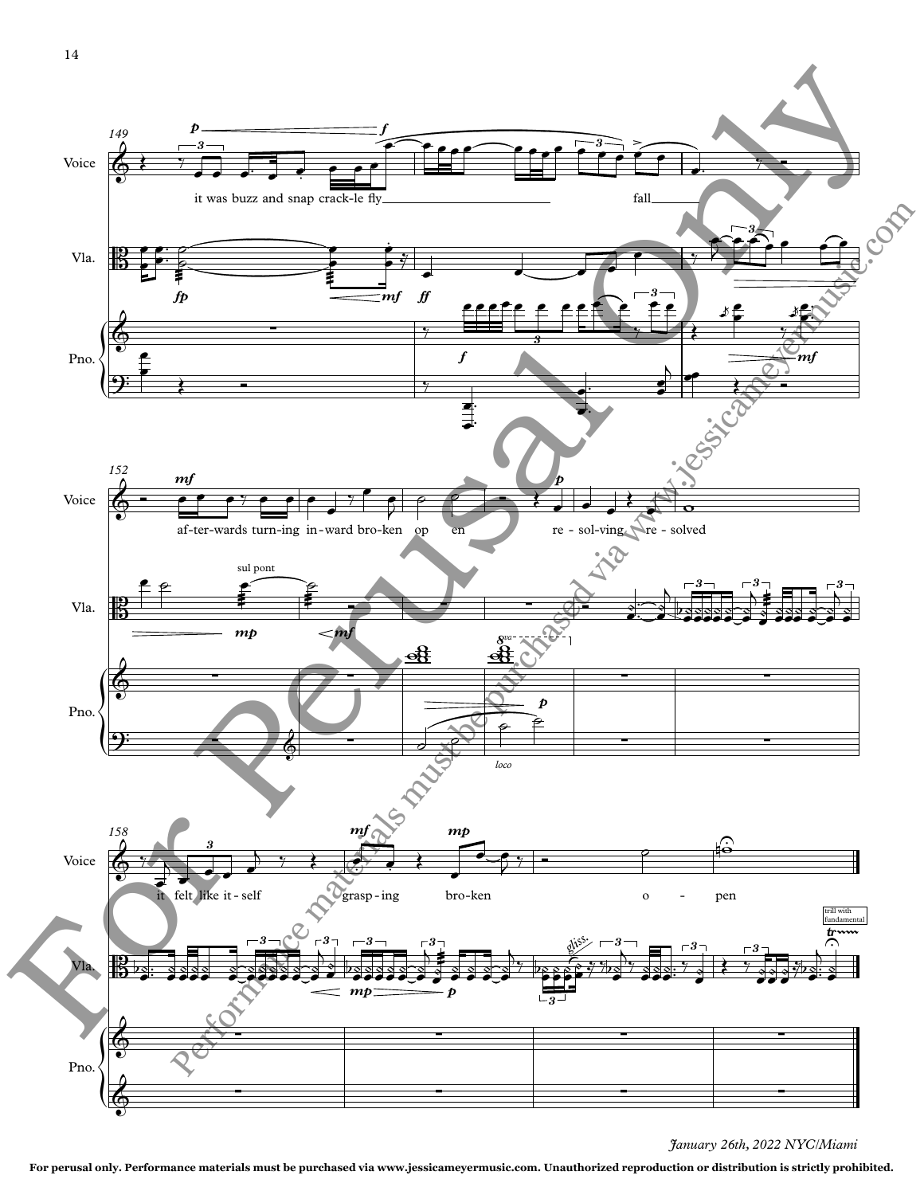January 26th, 2022 NYC/Miami

For perusal only. Performance materials must be purchased via www.jessicameyermusic.com. Unauthorized reproduction or distribution is strictly prohibited.